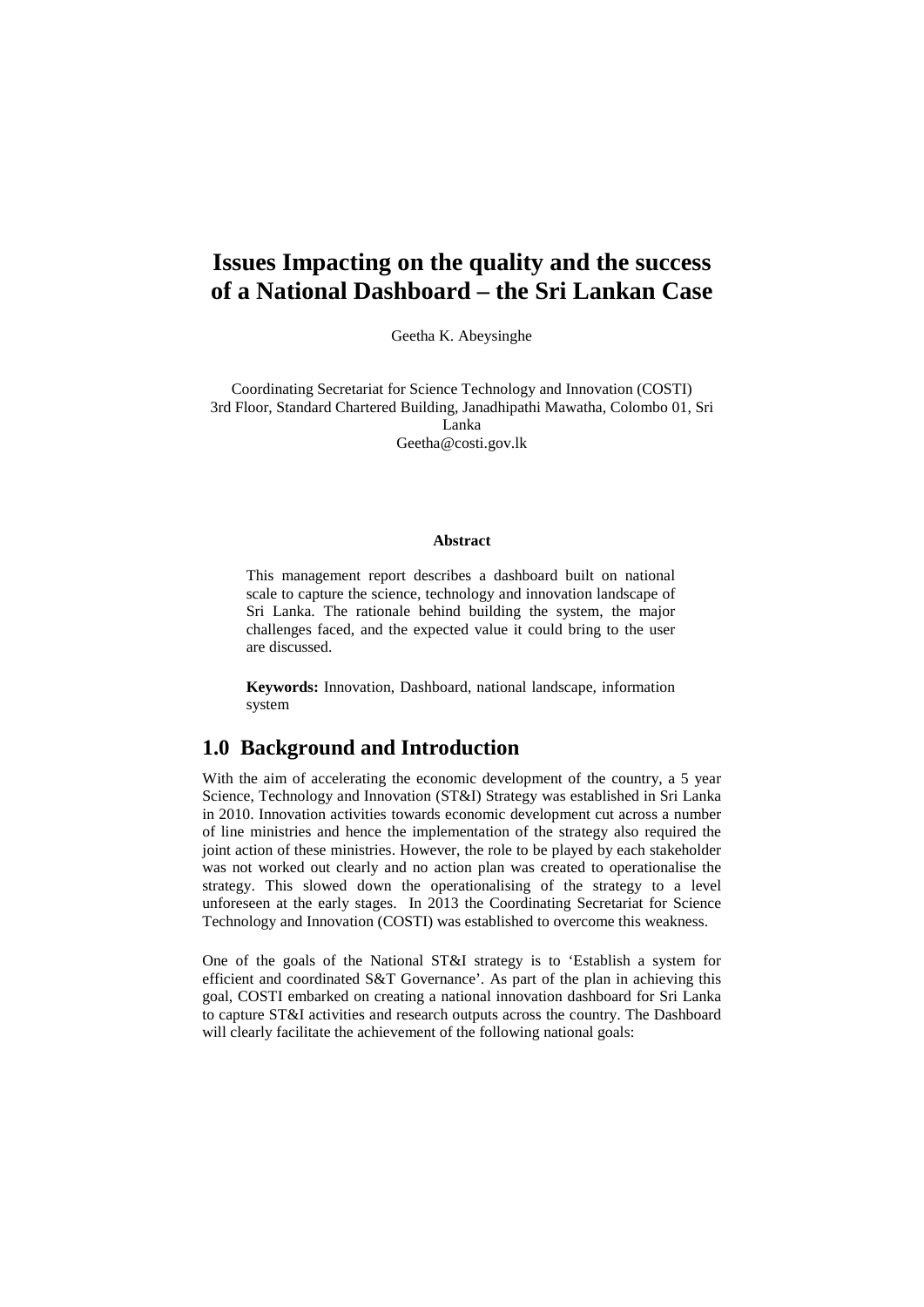# Issues Impacting on the quality and the success of a National Dashboard – the Sri Lankan Case

Geetha K. Abeysinghe

Coordinating Secretariat for Science Technology and Innovation (COSTI)
3rd Floor, Standard Chartered Building, Janadhipathi Mawatha, Colombo 01, Sri Lanka
Geetha@costi.gov.lk

**Abstract**

This management report describes a dashboard built on national scale to capture the science, technology and innovation landscape of Sri Lanka. The rationale behind building the system, the major challenges faced, and the expected value it could bring to the user are discussed.

**Keywords:** Innovation, Dashboard, national landscape, information system

## 1.0 Background and Introduction

With the aim of accelerating the economic development of the country, a 5 year Science, Technology and Innovation (ST&I) Strategy was established in Sri Lanka in 2010. Innovation activities towards economic development cut across a number of line ministries and hence the implementation of the strategy also required the joint action of these ministries. However, the role to be played by each stakeholder was not worked out clearly and no action plan was created to operationalise the strategy. This slowed down the operationalising of the strategy to a level unforeseen at the early stages. In 2013 the Coordinating Secretariat for Science Technology and Innovation (COSTI) was established to overcome this weakness.

One of the goals of the National ST&I strategy is to 'Establish a system for efficient and coordinated S&T Governance'. As part of the plan in achieving this goal, COSTI embarked on creating a national innovation dashboard for Sri Lanka to capture ST&I activities and research outputs across the country. The Dashboard will clearly facilitate the achievement of the following national goals: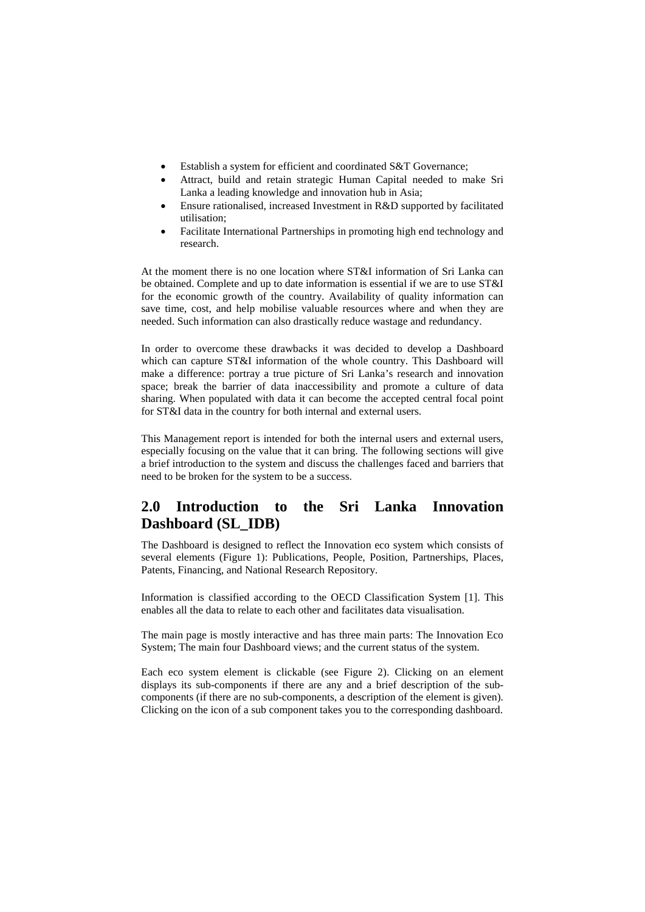- Establish a system for efficient and coordinated S&T Governance;
- Attract, build and retain strategic Human Capital needed to make Sri Lanka a leading knowledge and innovation hub in Asia;
- Ensure rationalised, increased Investment in R&D supported by facilitated utilisation;
- Facilitate International Partnerships in promoting high end technology and research.

At the moment there is no one location where ST&I information of Sri Lanka can be obtained. Complete and up to date information is essential if we are to use ST&I for the economic growth of the country. Availability of quality information can save time, cost, and help mobilise valuable resources where and when they are needed. Such information can also drastically reduce wastage and redundancy.

In order to overcome these drawbacks it was decided to develop a Dashboard which can capture ST&I information of the whole country. This Dashboard will make a difference: portray a true picture of Sri Lanka's research and innovation space; break the barrier of data inaccessibility and promote a culture of data sharing. When populated with data it can become the accepted central focal point for ST&I data in the country for both internal and external users.

This Management report is intended for both the internal users and external users, especially focusing on the value that it can bring. The following sections will give a brief introduction to the system and discuss the challenges faced and barriers that need to be broken for the system to be a success.

## 2.0 Introduction to the Sri Lanka Innovation Dashboard (SL_IDB)

The Dashboard is designed to reflect the Innovation eco system which consists of several elements (Figure 1): Publications, People, Position, Partnerships, Places, Patents, Financing, and National Research Repository.

Information is classified according to the OECD Classification System [1]. This enables all the data to relate to each other and facilitates data visualisation.

The main page is mostly interactive and has three main parts: The Innovation Eco System; The main four Dashboard views; and the current status of the system.

Each eco system element is clickable (see Figure 2). Clicking on an element displays its sub-components if there are any and a brief description of the sub-components (if there are no sub-components, a description of the element is given). Clicking on the icon of a sub component takes you to the corresponding dashboard.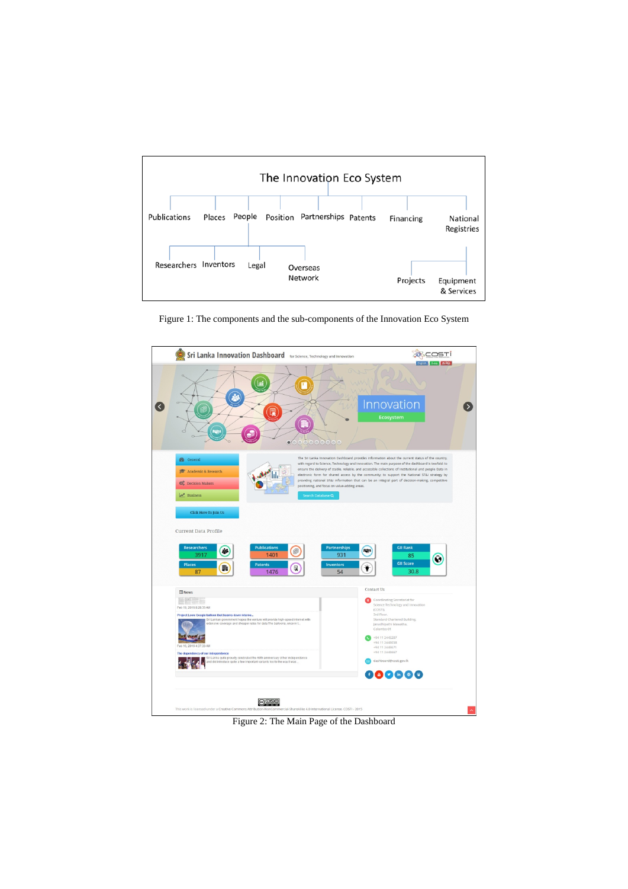Figure 1: The components and the sub-components of the Innovation Eco System

Figure 2: The Main Page of the Dashboard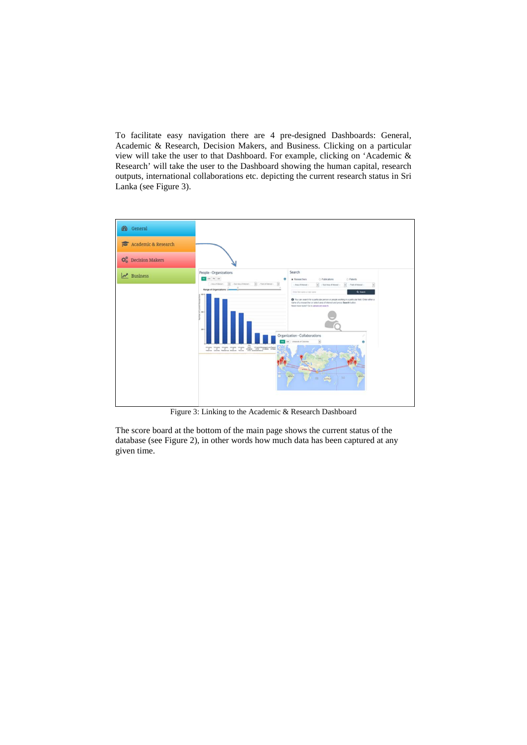To facilitate easy navigation there are 4 pre-designed Dashboards: General, Academic & Research, Decision Makers, and Business. Clicking on a particular view will take the user to that Dashboard. For example, clicking on 'Academic & Research' will take the user to the Dashboard showing the human capital, research outputs, international collaborations etc. depicting the current research status in Sri Lanka (see Figure 3).

Figure 3: Linking to the Academic & Research Dashboard

The score board at the bottom of the main page shows the current status of the database (see Figure 2), in other words how much data has been captured at any given time.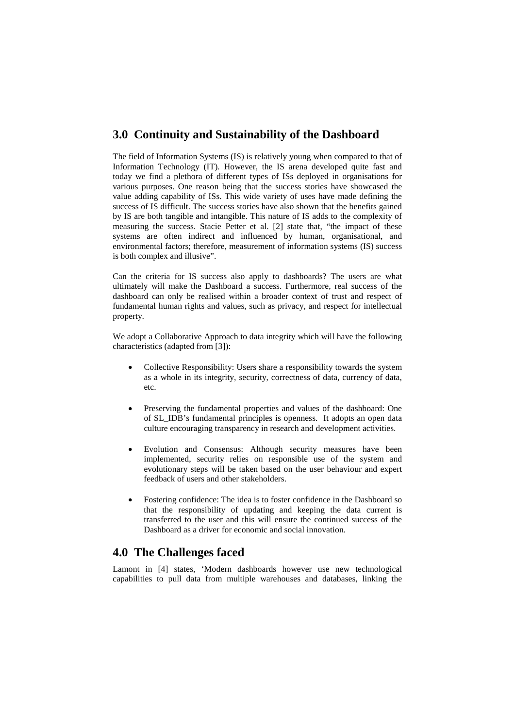## 3.0 Continuity and Sustainability of the Dashboard

The field of Information Systems (IS) is relatively young when compared to that of Information Technology (IT). However, the IS arena developed quite fast and today we find a plethora of different types of ISs deployed in organisations for various purposes. One reason being that the success stories have showcased the value adding capability of ISs. This wide variety of uses have made defining the success of IS difficult. The success stories have also shown that the benefits gained by IS are both tangible and intangible. This nature of IS adds to the complexity of measuring the success. Stacie Petter et al. [2] state that, "the impact of these systems are often indirect and influenced by human, organisational, and environmental factors; therefore, measurement of information systems (IS) success is both complex and illusive".

Can the criteria for IS success also apply to dashboards? The users are what ultimately will make the Dashboard a success. Furthermore, real success of the dashboard can only be realised within a broader context of trust and respect of fundamental human rights and values, such as privacy, and respect for intellectual property.

We adopt a Collaborative Approach to data integrity which will have the following characteristics (adapted from [3]):

- Collective Responsibility: Users share a responsibility towards the system as a whole in its integrity, security, correctness of data, currency of data, etc.
- Preserving the fundamental properties and values of the dashboard: One of SL_IDB's fundamental principles is openness. It adopts an open data culture encouraging transparency in research and development activities.
- Evolution and Consensus: Although security measures have been implemented, security relies on responsible use of the system and evolutionary steps will be taken based on the user behaviour and expert feedback of users and other stakeholders.
- Fostering confidence: The idea is to foster confidence in the Dashboard so that the responsibility of updating and keeping the data current is transferred to the user and this will ensure the continued success of the Dashboard as a driver for economic and social innovation.

## 4.0 The Challenges faced

Lamont in [4] states, 'Modern dashboards however use new technological capabilities to pull data from multiple warehouses and databases, linking the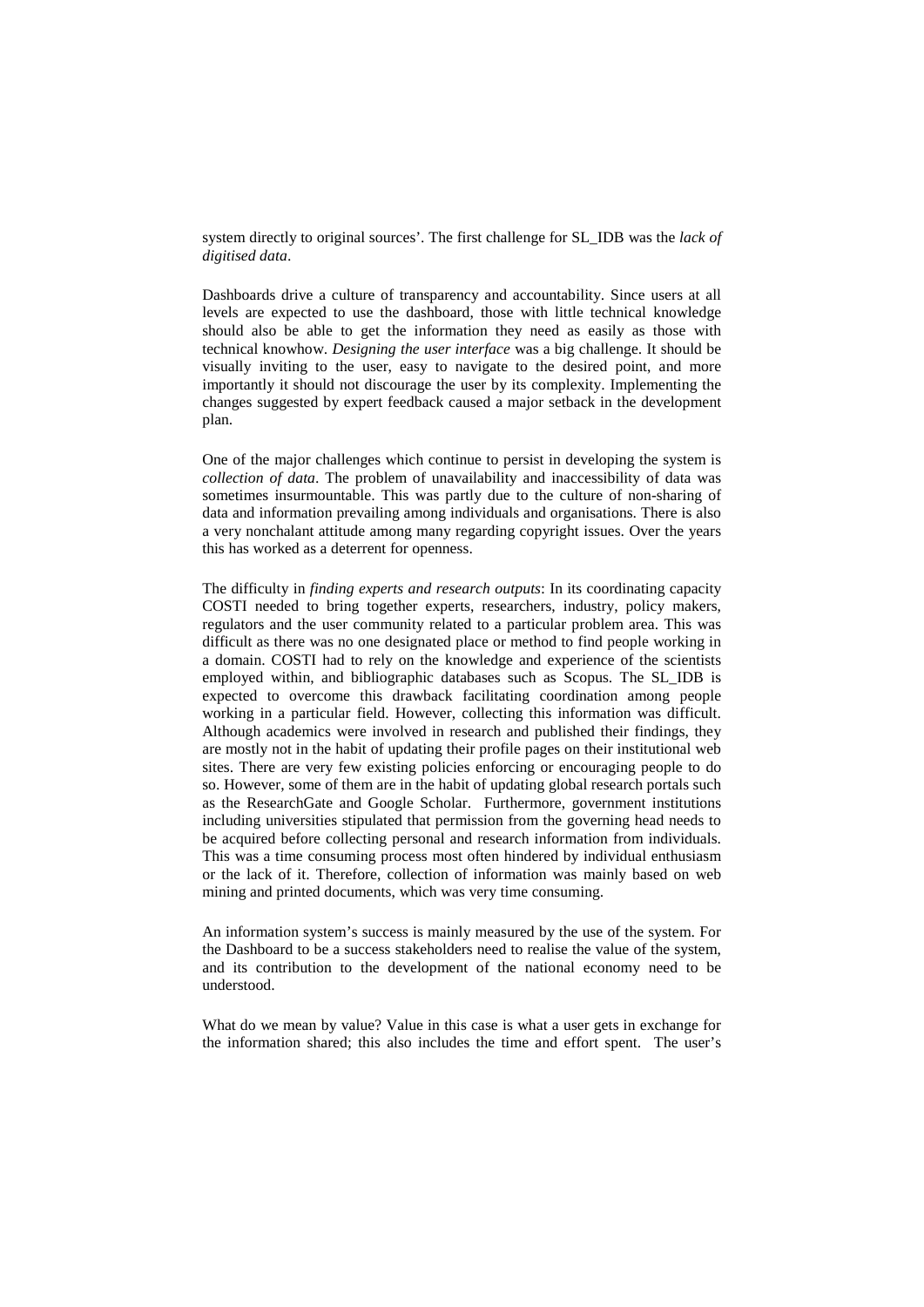system directly to original sources'. The first challenge for SL_IDB was the *lack of digitised data*.

Dashboards drive a culture of transparency and accountability. Since users at all levels are expected to use the dashboard, those with little technical knowledge should also be able to get the information they need as easily as those with technical knowhow. *Designing the user interface* was a big challenge. It should be visually inviting to the user, easy to navigate to the desired point, and more importantly it should not discourage the user by its complexity. Implementing the changes suggested by expert feedback caused a major setback in the development plan.

One of the major challenges which continue to persist in developing the system is *collection of data*. The problem of unavailability and inaccessibility of data was sometimes insurmountable. This was partly due to the culture of non-sharing of data and information prevailing among individuals and organisations. There is also a very nonchalant attitude among many regarding copyright issues. Over the years this has worked as a deterrent for openness.

The difficulty in *finding experts and research outputs*: In its coordinating capacity COSTI needed to bring together experts, researchers, industry, policy makers, regulators and the user community related to a particular problem area. This was difficult as there was no one designated place or method to find people working in a domain. COSTI had to rely on the knowledge and experience of the scientists employed within, and bibliographic databases such as Scopus. The SL_IDB is expected to overcome this drawback facilitating coordination among people working in a particular field. However, collecting this information was difficult. Although academics were involved in research and published their findings, they are mostly not in the habit of updating their profile pages on their institutional web sites. There are very few existing policies enforcing or encouraging people to do so. However, some of them are in the habit of updating global research portals such as the ResearchGate and Google Scholar. Furthermore, government institutions including universities stipulated that permission from the governing head needs to be acquired before collecting personal and research information from individuals. This was a time consuming process most often hindered by individual enthusiasm or the lack of it. Therefore, collection of information was mainly based on web mining and printed documents, which was very time consuming.

An information system's success is mainly measured by the use of the system. For the Dashboard to be a success stakeholders need to realise the value of the system, and its contribution to the development of the national economy need to be understood.

What do we mean by value? Value in this case is what a user gets in exchange for the information shared; this also includes the time and effort spent. The user's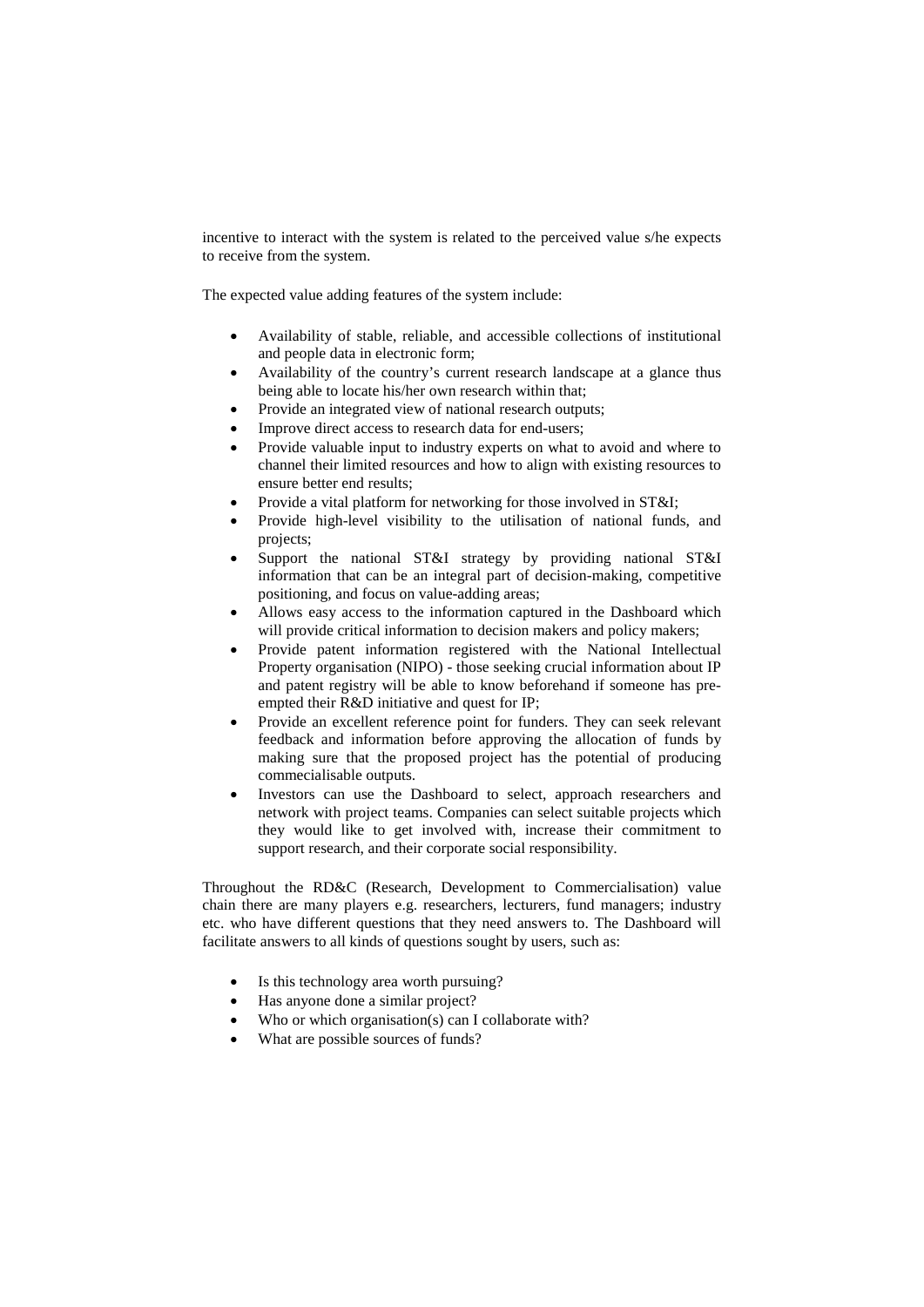incentive to interact with the system is related to the perceived value s/he expects to receive from the system.

The expected value adding features of the system include:

- Availability of stable, reliable, and accessible collections of institutional and people data in electronic form;
- Availability of the country's current research landscape at a glance thus being able to locate his/her own research within that;
- Provide an integrated view of national research outputs;
- Improve direct access to research data for end-users;
- Provide valuable input to industry experts on what to avoid and where to channel their limited resources and how to align with existing resources to ensure better end results;
- Provide a vital platform for networking for those involved in ST&I;
- Provide high-level visibility to the utilisation of national funds, and projects;
- Support the national ST&I strategy by providing national ST&I information that can be an integral part of decision-making, competitive positioning, and focus on value-adding areas;
- Allows easy access to the information captured in the Dashboard which will provide critical information to decision makers and policy makers;
- Provide patent information registered with the National Intellectual Property organisation (NIPO) - those seeking crucial information about IP and patent registry will be able to know beforehand if someone has pre-empted their R&D initiative and quest for IP;
- Provide an excellent reference point for funders. They can seek relevant feedback and information before approving the allocation of funds by making sure that the proposed project has the potential of producing commercialisable outputs.
- Investors can use the Dashboard to select, approach researchers and network with project teams. Companies can select suitable projects which they would like to get involved with, increase their commitment to support research, and their corporate social responsibility.

Throughout the RD&C (Research, Development to Commercialisation) value chain there are many players e.g. researchers, lecturers, fund managers; industry etc. who have different questions that they need answers to. The Dashboard will facilitate answers to all kinds of questions sought by users, such as:

- Is this technology area worth pursuing?
- Has anyone done a similar project?
- Who or which organisation(s) can I collaborate with?
- What are possible sources of funds?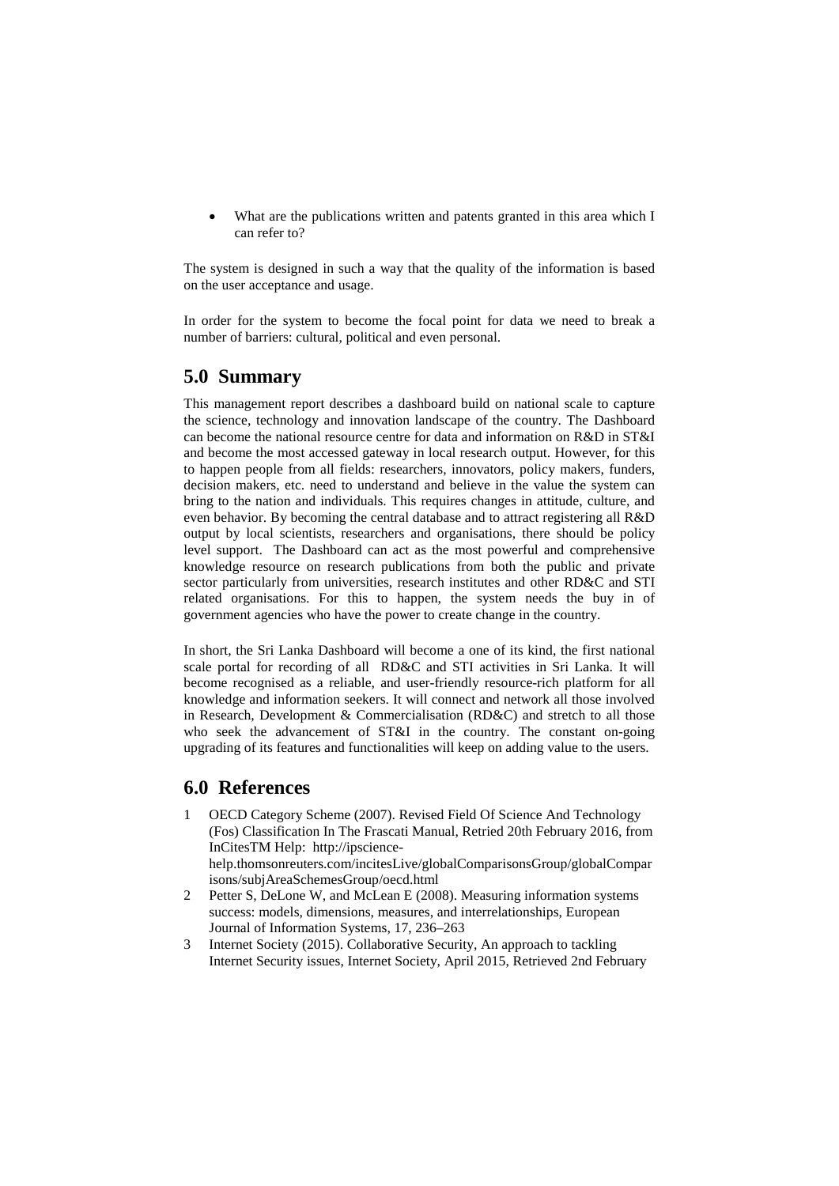- What are the publications written and patents granted in this area which I can refer to?

The system is designed in such a way that the quality of the information is based on the user acceptance and usage.

In order for the system to become the focal point for data we need to break a number of barriers: cultural, political and even personal.

## 5.0 Summary

This management report describes a dashboard build on national scale to capture the science, technology and innovation landscape of the country. The Dashboard can become the national resource centre for data and information on R&D in ST&I and become the most accessed gateway in local research output. However, for this to happen people from all fields: researchers, innovators, policy makers, funders, decision makers, etc. need to understand and believe in the value the system can bring to the nation and individuals. This requires changes in attitude, culture, and even behavior. By becoming the central database and to attract registering all R&D output by local scientists, researchers and organisations, there should be policy level support. The Dashboard can act as the most powerful and comprehensive knowledge resource on research publications from both the public and private sector particularly from universities, research institutes and other RD&C and STI related organisations. For this to happen, the system needs the buy in of government agencies who have the power to create change in the country.

In short, the Sri Lanka Dashboard will become a one of its kind, the first national scale portal for recording of all RD&C and STI activities in Sri Lanka. It will become recognised as a reliable, and user-friendly resource-rich platform for all knowledge and information seekers. It will connect and network all those involved in Research, Development & Commercialisation (RD&C) and stretch to all those who seek the advancement of ST&I in the country. The constant on-going upgrading of its features and functionalities will keep on adding value to the users.

## 6.0 References

1. OECD Category Scheme (2007). Revised Field Of Science And Technology (Fos) Classification In The Frascati Manual, Retried 20th February 2016, from InCitesTM Help: http://ipscience-help.thomsonreuters.com/incitesLive/globalComparisonsGroup/globalComparisons/subjAreaSchemesGroup/oecd.html
2. Petter S, DeLone W, and McLean E (2008). Measuring information systems success: models, dimensions, measures, and interrelationships, European Journal of Information Systems, 17, 236–263
3. Internet Society (2015). Collaborative Security, An approach to tackling Internet Security issues, Internet Society, April 2015, Retrieved 2nd February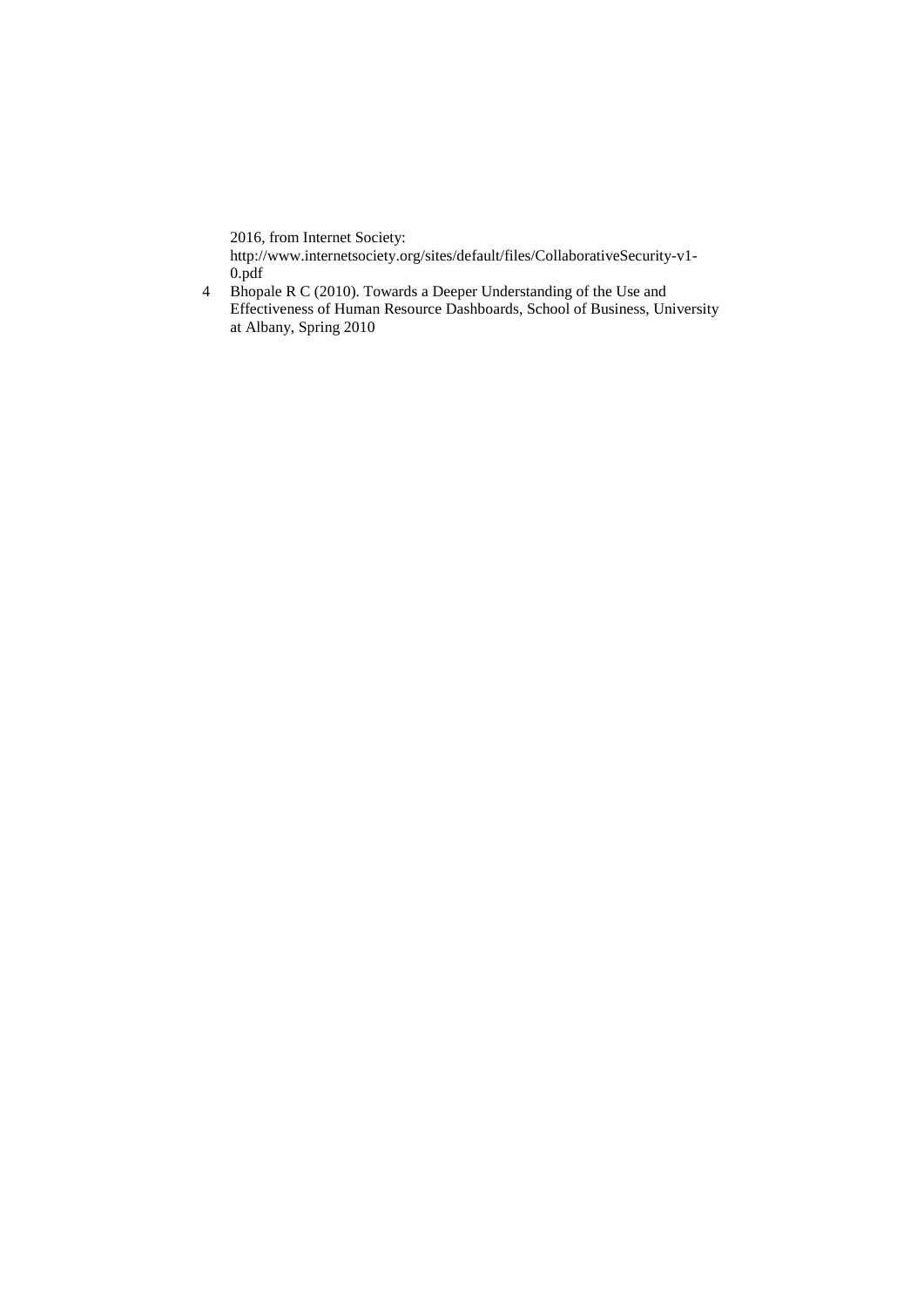2016, from Internet Society: http://www.internetsociety.org/sites/default/files/CollaborativeSecurity-v1-0.pdf

4. Bhopale R C (2010). Towards a Deeper Understanding of the Use and Effectiveness of Human Resource Dashboards, School of Business, University at Albany, Spring 2010